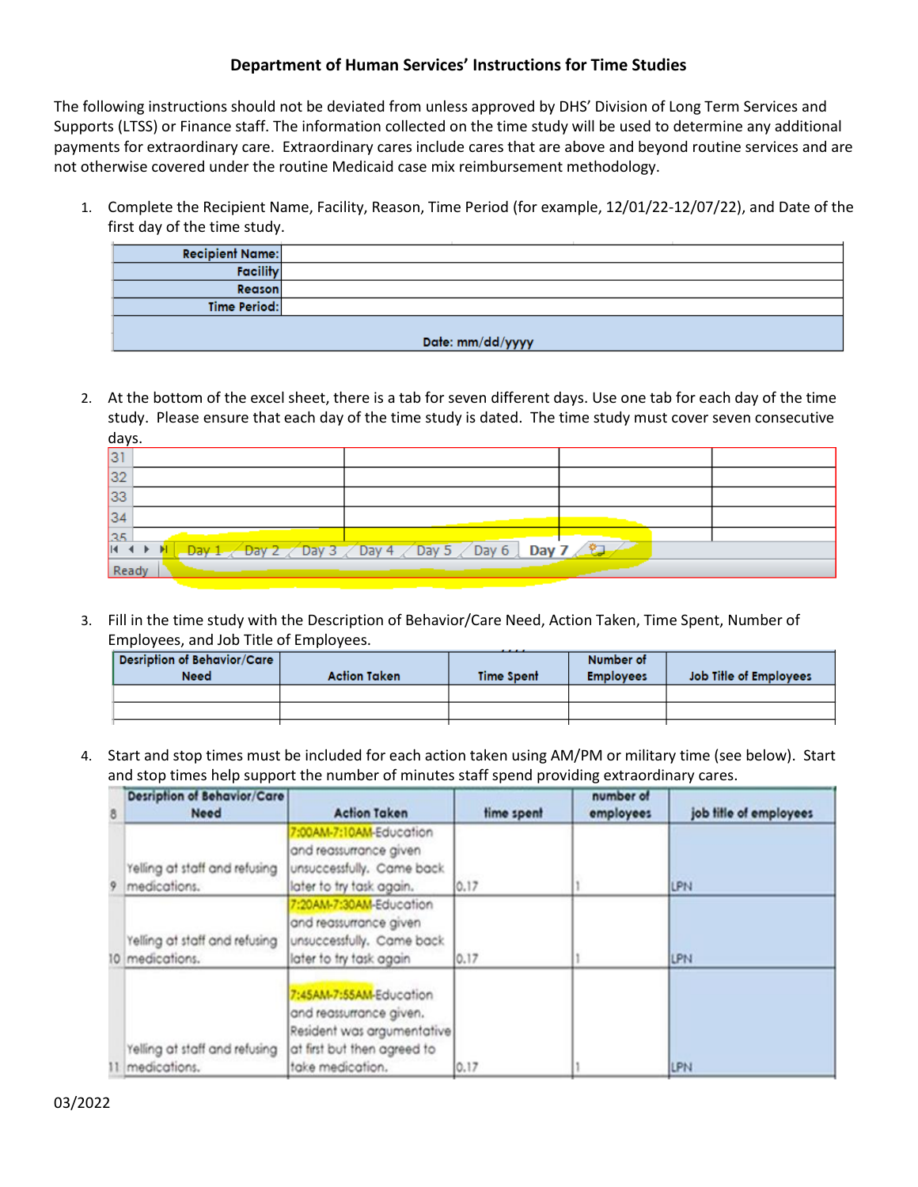# Department of Human Services' Instructions for Time Studies

The following instructions should not be deviated from unless approved by DHS' Division of Long Term Services and Supports (LTSS) or Finance staff. The information collected on the time study will be used to determine any additional payments for extraordinary care. Extraordinary cares include cares that are above and beyond routine services and are not otherwise covered under the routine Medicaid case mix reimbursement methodology.

1. Complete the Recipient Name, Facility, Reason, Time Period (for example, 12/01/22-12/07/22), and Date of the first day of the time study.

| | |
|---|---|
| **Recipient Name:** | |
| **Facility** | |
| **Reason** | |
| **Time Period:** | |
| **Date: mm/dd/yyyy** | |

2. At the bottom of the excel sheet, there is a tab for seven different days. Use one tab for each day of the time study. Please ensure that each day of the time study is dated. The time study must cover seven consecutive days.

| | | | | |
|---|---|---|---|---|
| 31 | | | | |
| 32 | | | | |
| 33 | | | | |
| 34 | | | | |
| 35 | | | | |

Day 1 | Day 2 | Day 3 | Day 4 | Day 5 | Day 6 | Day 7

Ready

3. Fill in the time study with the Description of Behavior/Care Need, Action Taken, Time Spent, Number of Employees, and Job Title of Employees.

| Desription of Behavior/Care Need | Action Taken | Time Spent | Number of Employees | Job Title of Employees |
|---|---|---|---|---|
| | | | | |
| | | | | |

4. Start and stop times must be included for each action taken using AM/PM or military time (see below). Start and stop times help support the number of minutes staff spend providing extraordinary cares.

| | Desription of Behavior/Care Need | Action Taken | time spent | number of employees | job title of employees |
|---|---|---|---|---|---|
| 8 | | | | | |
| 9 | Yelling at staff and refusing medications. | 7:00AM-7:10AM-Education and reassurance given unsuccessfully. Came back later to try task again. | 0.17 | 1 | LPN |
| 10 | Yelling at staff and refusing medications. | 7:20AM-7:30AM-Education and reassurance given unsuccessfully. Came back later to try task again | 0.17 | 1 | LPN |
| 11 | Yelling at staff and refusing medications. | 7:45AM-7:55AM-Education and reassurance given. Resident was argumentative at first but then agreed to take medication. | 0.17 | 1 | LPN |

03/2022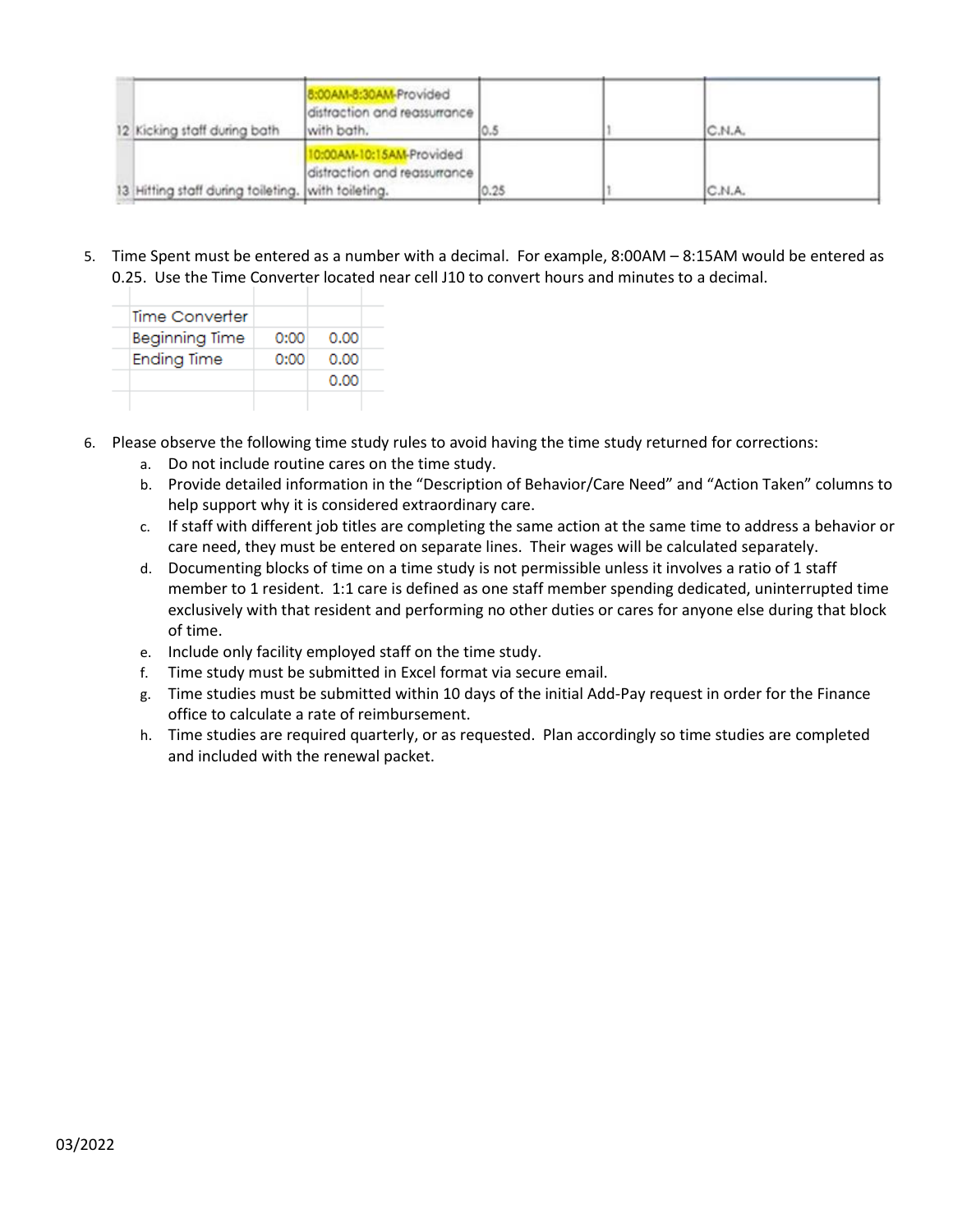| | | | | |
|---|---|---|---|---|
| 12 Kicking staff during bath | 8:00AM-8:30AM-Provided distraction and reassurance with bath. | 0.5 | 1 | C.N.A. |
| 13 Hitting staff during toileting. | 10:00AM-10:15AM-Provided distraction and reassurance with toileting. | 0.25 | 1 | C.N.A. |

5. Time Spent must be entered as a number with a decimal. For example, 8:00AM – 8:15AM would be entered as 0.25. Use the Time Converter located near cell J10 to convert hours and minutes to a decimal.

| Time Converter | | |
|---|---|---|
| Beginning Time | 0:00 | 0.00 |
| Ending Time | 0:00 | 0.00 |
| | | 0.00 |

6. Please observe the following time study rules to avoid having the time study returned for corrections:
   a. Do not include routine cares on the time study.
   b. Provide detailed information in the "Description of Behavior/Care Need" and "Action Taken" columns to help support why it is considered extraordinary care.
   c. If staff with different job titles are completing the same action at the same time to address a behavior or care need, they must be entered on separate lines. Their wages will be calculated separately.
   d. Documenting blocks of time on a time study is not permissible unless it involves a ratio of 1 staff member to 1 resident. 1:1 care is defined as one staff member spending dedicated, uninterrupted time exclusively with that resident and performing no other duties or cares for anyone else during that block of time.
   e. Include only facility employed staff on the time study.
   f. Time study must be submitted in Excel format via secure email.
   g. Time studies must be submitted within 10 days of the initial Add-Pay request in order for the Finance office to calculate a rate of reimbursement.
   h. Time studies are required quarterly, or as requested. Plan accordingly so time studies are completed and included with the renewal packet.

03/2022